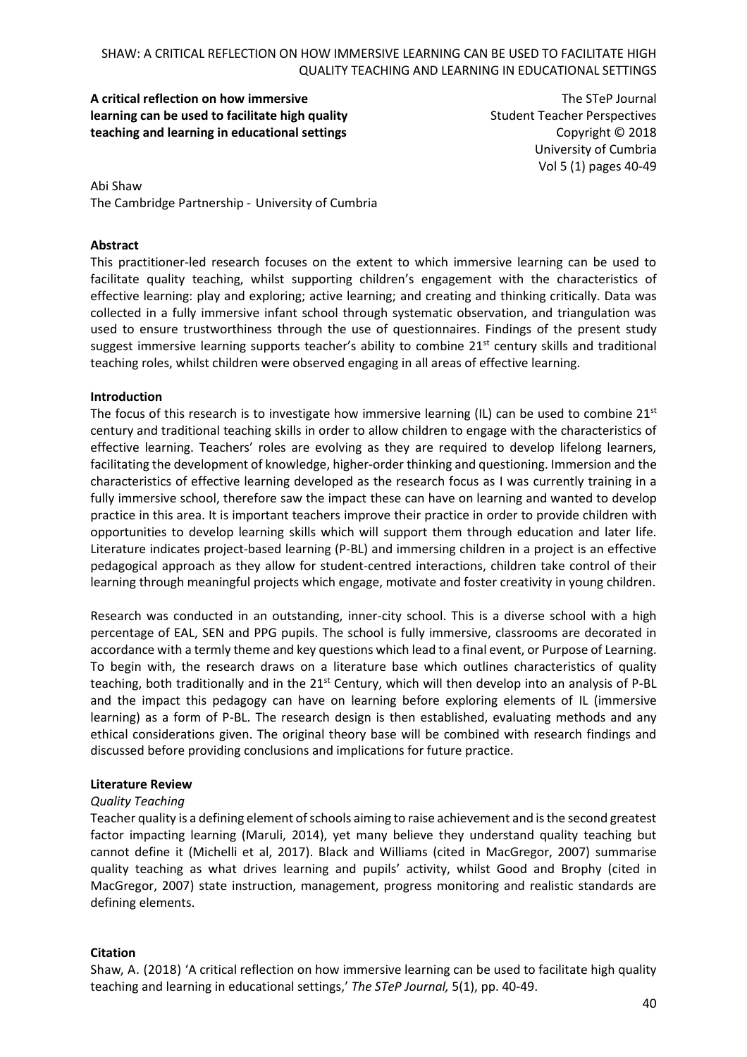**A critical reflection on how immersive learning can be used to facilitate high quality teaching and learning in educational settings**

The STeP Journal
Student Teacher Perspectives
Copyright © 2018
University of Cumbria
Vol 5 (1) pages 40-49

Abi Shaw
The Cambridge Partnership - University of Cumbria

**Abstract**

This practitioner-led research focuses on the extent to which immersive learning can be used to facilitate quality teaching, whilst supporting children's engagement with the characteristics of effective learning: play and exploring; active learning; and creating and thinking critically. Data was collected in a fully immersive infant school through systematic observation, and triangulation was used to ensure trustworthiness through the use of questionnaires. Findings of the present study suggest immersive learning supports teacher's ability to combine 21st century skills and traditional teaching roles, whilst children were observed engaging in all areas of effective learning.

**Introduction**

The focus of this research is to investigate how immersive learning (IL) can be used to combine 21st century and traditional teaching skills in order to allow children to engage with the characteristics of effective learning. Teachers' roles are evolving as they are required to develop lifelong learners, facilitating the development of knowledge, higher-order thinking and questioning. Immersion and the characteristics of effective learning developed as the research focus as I was currently training in a fully immersive school, therefore saw the impact these can have on learning and wanted to develop practice in this area. It is important teachers improve their practice in order to provide children with opportunities to develop learning skills which will support them through education and later life. Literature indicates project-based learning (P-BL) and immersing children in a project is an effective pedagogical approach as they allow for student-centred interactions, children take control of their learning through meaningful projects which engage, motivate and foster creativity in young children.

Research was conducted in an outstanding, inner-city school. This is a diverse school with a high percentage of EAL, SEN and PPG pupils. The school is fully immersive, classrooms are decorated in accordance with a termly theme and key questions which lead to a final event, or Purpose of Learning. To begin with, the research draws on a literature base which outlines characteristics of quality teaching, both traditionally and in the 21st Century, which will then develop into an analysis of P-BL and the impact this pedagogy can have on learning before exploring elements of IL (immersive learning) as a form of P-BL. The research design is then established, evaluating methods and any ethical considerations given. The original theory base will be combined with research findings and discussed before providing conclusions and implications for future practice.

**Literature Review**

*Quality Teaching*

Teacher quality is a defining element of schools aiming to raise achievement and is the second greatest factor impacting learning (Maruli, 2014), yet many believe they understand quality teaching but cannot define it (Michelli et al, 2017). Black and Williams (cited in MacGregor, 2007) summarise quality teaching as what drives learning and pupils' activity, whilst Good and Brophy (cited in MacGregor, 2007) state instruction, management, progress monitoring and realistic standards are defining elements.

**Citation**

Shaw, A. (2018) 'A critical reflection on how immersive learning can be used to facilitate high quality teaching and learning in educational settings,' *The STeP Journal,* 5(1), pp. 40-49.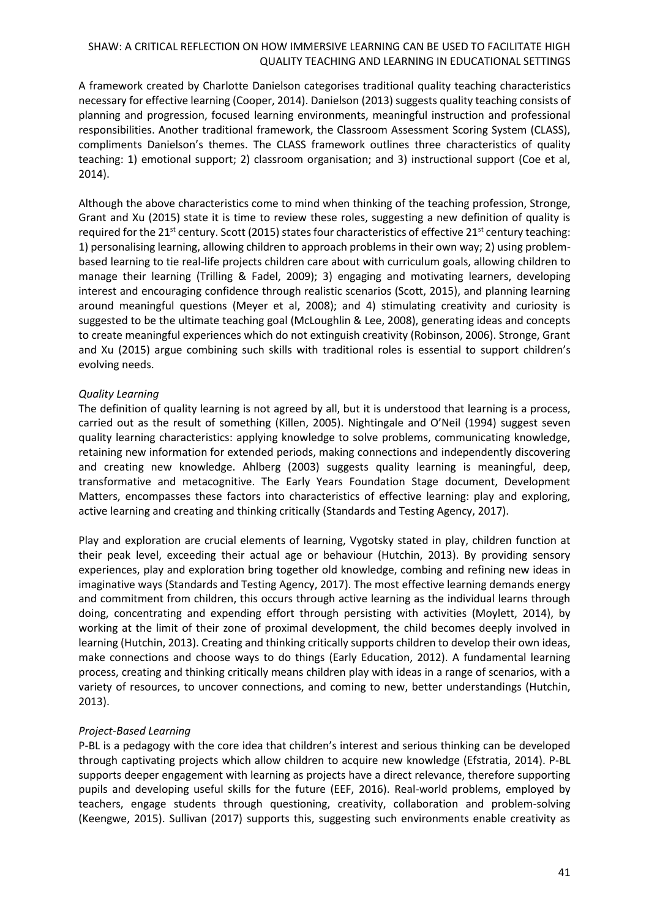A framework created by Charlotte Danielson categorises traditional quality teaching characteristics necessary for effective learning (Cooper, 2014). Danielson (2013) suggests quality teaching consists of planning and progression, focused learning environments, meaningful instruction and professional responsibilities. Another traditional framework, the Classroom Assessment Scoring System (CLASS), compliments Danielson's themes. The CLASS framework outlines three characteristics of quality teaching: 1) emotional support; 2) classroom organisation; and 3) instructional support (Coe et al, 2014).

Although the above characteristics come to mind when thinking of the teaching profession, Stronge, Grant and Xu (2015) state it is time to review these roles, suggesting a new definition of quality is required for the 21st century. Scott (2015) states four characteristics of effective 21st century teaching: 1) personalising learning, allowing children to approach problems in their own way; 2) using problem-based learning to tie real-life projects children care about with curriculum goals, allowing children to manage their learning (Trilling & Fadel, 2009); 3) engaging and motivating learners, developing interest and encouraging confidence through realistic scenarios (Scott, 2015), and planning learning around meaningful questions (Meyer et al, 2008); and 4) stimulating creativity and curiosity is suggested to be the ultimate teaching goal (McLoughlin & Lee, 2008), generating ideas and concepts to create meaningful experiences which do not extinguish creativity (Robinson, 2006). Stronge, Grant and Xu (2015) argue combining such skills with traditional roles is essential to support children's evolving needs.

### *Quality Learning*

The definition of quality learning is not agreed by all, but it is understood that learning is a process, carried out as the result of something (Killen, 2005). Nightingale and O'Neil (1994) suggest seven quality learning characteristics: applying knowledge to solve problems, communicating knowledge, retaining new information for extended periods, making connections and independently discovering and creating new knowledge. Ahlberg (2003) suggests quality learning is meaningful, deep, transformative and metacognitive. The Early Years Foundation Stage document, Development Matters, encompasses these factors into characteristics of effective learning: play and exploring, active learning and creating and thinking critically (Standards and Testing Agency, 2017).

Play and exploration are crucial elements of learning, Vygotsky stated in play, children function at their peak level, exceeding their actual age or behaviour (Hutchin, 2013). By providing sensory experiences, play and exploration bring together old knowledge, combing and refining new ideas in imaginative ways (Standards and Testing Agency, 2017). The most effective learning demands energy and commitment from children, this occurs through active learning as the individual learns through doing, concentrating and expending effort through persisting with activities (Moylett, 2014), by working at the limit of their zone of proximal development, the child becomes deeply involved in learning (Hutchin, 2013). Creating and thinking critically supports children to develop their own ideas, make connections and choose ways to do things (Early Education, 2012). A fundamental learning process, creating and thinking critically means children play with ideas in a range of scenarios, with a variety of resources, to uncover connections, and coming to new, better understandings (Hutchin, 2013).

### *Project-Based Learning*

P-BL is a pedagogy with the core idea that children's interest and serious thinking can be developed through captivating projects which allow children to acquire new knowledge (Efstratia, 2014). P-BL supports deeper engagement with learning as projects have a direct relevance, therefore supporting pupils and developing useful skills for the future (EEF, 2016). Real-world problems, employed by teachers, engage students through questioning, creativity, collaboration and problem-solving (Keengwe, 2015). Sullivan (2017) supports this, suggesting such environments enable creativity as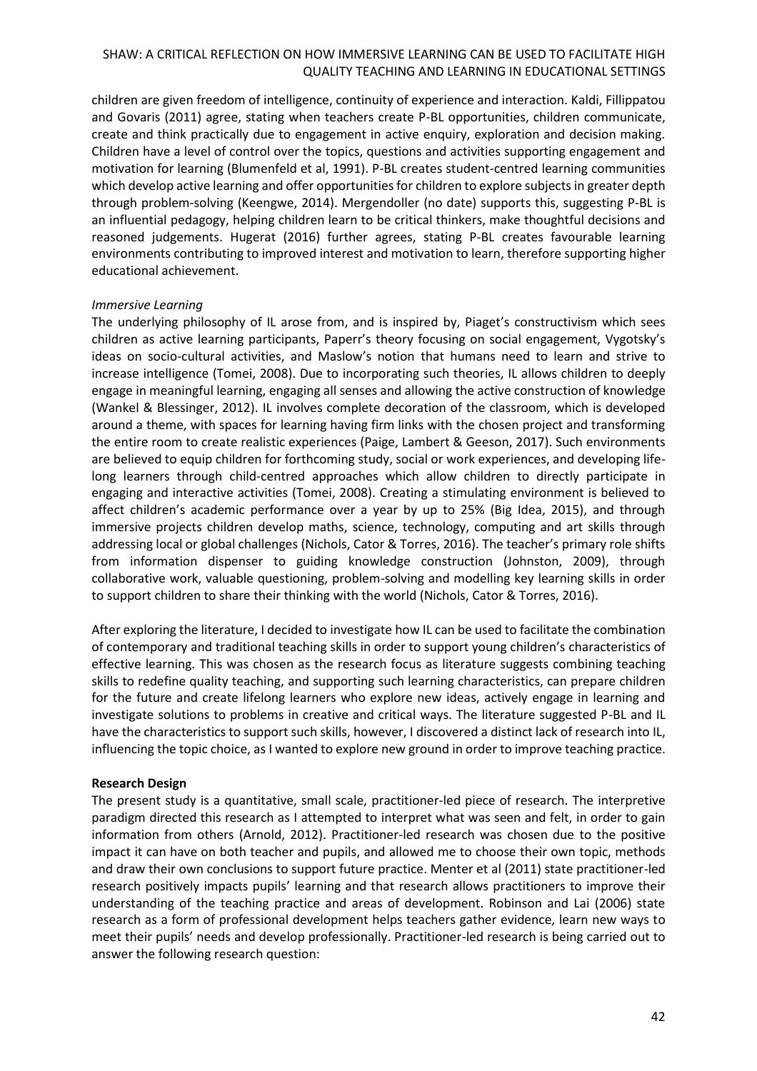children are given freedom of intelligence, continuity of experience and interaction. Kaldi, Fillippatou and Govaris (2011) agree, stating when teachers create P-BL opportunities, children communicate, create and think practically due to engagement in active enquiry, exploration and decision making. Children have a level of control over the topics, questions and activities supporting engagement and motivation for learning (Blumenfeld et al, 1991). P-BL creates student-centred learning communities which develop active learning and offer opportunities for children to explore subjects in greater depth through problem-solving (Keengwe, 2014). Mergendoller (no date) supports this, suggesting P-BL is an influential pedagogy, helping children learn to be critical thinkers, make thoughtful decisions and reasoned judgements. Hugerat (2016) further agrees, stating P-BL creates favourable learning environments contributing to improved interest and motivation to learn, therefore supporting higher educational achievement.

*Immersive Learning*

The underlying philosophy of IL arose from, and is inspired by, Piaget's constructivism which sees children as active learning participants, Paperr's theory focusing on social engagement, Vygotsky's ideas on socio-cultural activities, and Maslow's notion that humans need to learn and strive to increase intelligence (Tomei, 2008). Due to incorporating such theories, IL allows children to deeply engage in meaningful learning, engaging all senses and allowing the active construction of knowledge (Wankel & Blessinger, 2012). IL involves complete decoration of the classroom, which is developed around a theme, with spaces for learning having firm links with the chosen project and transforming the entire room to create realistic experiences (Paige, Lambert & Geeson, 2017). Such environments are believed to equip children for forthcoming study, social or work experiences, and developing life-long learners through child-centred approaches which allow children to directly participate in engaging and interactive activities (Tomei, 2008). Creating a stimulating environment is believed to affect children's academic performance over a year by up to 25% (Big Idea, 2015), and through immersive projects children develop maths, science, technology, computing and art skills through addressing local or global challenges (Nichols, Cator & Torres, 2016). The teacher's primary role shifts from information dispenser to guiding knowledge construction (Johnston, 2009), through collaborative work, valuable questioning, problem-solving and modelling key learning skills in order to support children to share their thinking with the world (Nichols, Cator & Torres, 2016).

After exploring the literature, I decided to investigate how IL can be used to facilitate the combination of contemporary and traditional teaching skills in order to support young children's characteristics of effective learning. This was chosen as the research focus as literature suggests combining teaching skills to redefine quality teaching, and supporting such learning characteristics, can prepare children for the future and create lifelong learners who explore new ideas, actively engage in learning and investigate solutions to problems in creative and critical ways. The literature suggested P-BL and IL have the characteristics to support such skills, however, I discovered a distinct lack of research into IL, influencing the topic choice, as I wanted to explore new ground in order to improve teaching practice.

**Research Design**

The present study is a quantitative, small scale, practitioner-led piece of research. The interpretive paradigm directed this research as I attempted to interpret what was seen and felt, in order to gain information from others (Arnold, 2012). Practitioner-led research was chosen due to the positive impact it can have on both teacher and pupils, and allowed me to choose their own topic, methods and draw their own conclusions to support future practice. Menter et al (2011) state practitioner-led research positively impacts pupils' learning and that research allows practitioners to improve their understanding of the teaching practice and areas of development. Robinson and Lai (2006) state research as a form of professional development helps teachers gather evidence, learn new ways to meet their pupils' needs and develop professionally. Practitioner-led research is being carried out to answer the following research question: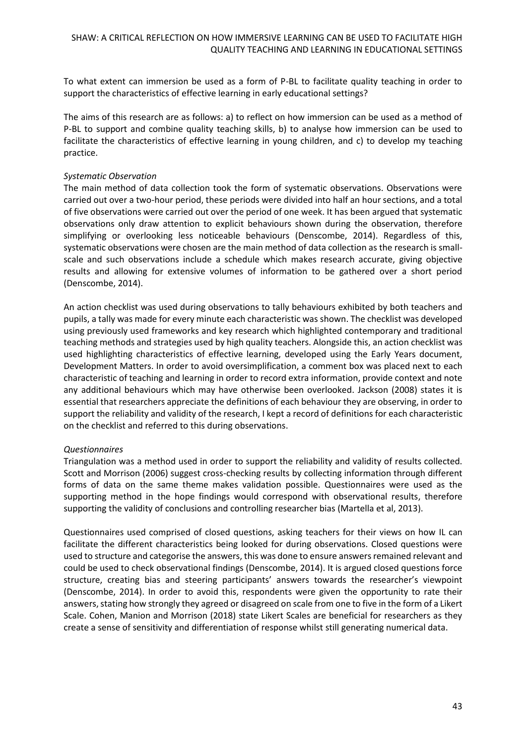To what extent can immersion be used as a form of P-BL to facilitate quality teaching in order to support the characteristics of effective learning in early educational settings?

The aims of this research are as follows: a) to reflect on how immersion can be used as a method of P-BL to support and combine quality teaching skills, b) to analyse how immersion can be used to facilitate the characteristics of effective learning in young children, and c) to develop my teaching practice.

*Systematic Observation*

The main method of data collection took the form of systematic observations. Observations were carried out over a two-hour period, these periods were divided into half an hour sections, and a total of five observations were carried out over the period of one week. It has been argued that systematic observations only draw attention to explicit behaviours shown during the observation, therefore simplifying or overlooking less noticeable behaviours (Denscombe, 2014). Regardless of this, systematic observations were chosen are the main method of data collection as the research is small-scale and such observations include a schedule which makes research accurate, giving objective results and allowing for extensive volumes of information to be gathered over a short period (Denscombe, 2014).

An action checklist was used during observations to tally behaviours exhibited by both teachers and pupils, a tally was made for every minute each characteristic was shown. The checklist was developed using previously used frameworks and key research which highlighted contemporary and traditional teaching methods and strategies used by high quality teachers. Alongside this, an action checklist was used highlighting characteristics of effective learning, developed using the Early Years document, Development Matters. In order to avoid oversimplification, a comment box was placed next to each characteristic of teaching and learning in order to record extra information, provide context and note any additional behaviours which may have otherwise been overlooked. Jackson (2008) states it is essential that researchers appreciate the definitions of each behaviour they are observing, in order to support the reliability and validity of the research, I kept a record of definitions for each characteristic on the checklist and referred to this during observations.

*Questionnaires*

Triangulation was a method used in order to support the reliability and validity of results collected. Scott and Morrison (2006) suggest cross-checking results by collecting information through different forms of data on the same theme makes validation possible. Questionnaires were used as the supporting method in the hope findings would correspond with observational results, therefore supporting the validity of conclusions and controlling researcher bias (Martella et al, 2013).

Questionnaires used comprised of closed questions, asking teachers for their views on how IL can facilitate the different characteristics being looked for during observations. Closed questions were used to structure and categorise the answers, this was done to ensure answers remained relevant and could be used to check observational findings (Denscombe, 2014). It is argued closed questions force structure, creating bias and steering participants' answers towards the researcher's viewpoint (Denscombe, 2014). In order to avoid this, respondents were given the opportunity to rate their answers, stating how strongly they agreed or disagreed on scale from one to five in the form of a Likert Scale. Cohen, Manion and Morrison (2018) state Likert Scales are beneficial for researchers as they create a sense of sensitivity and differentiation of response whilst still generating numerical data.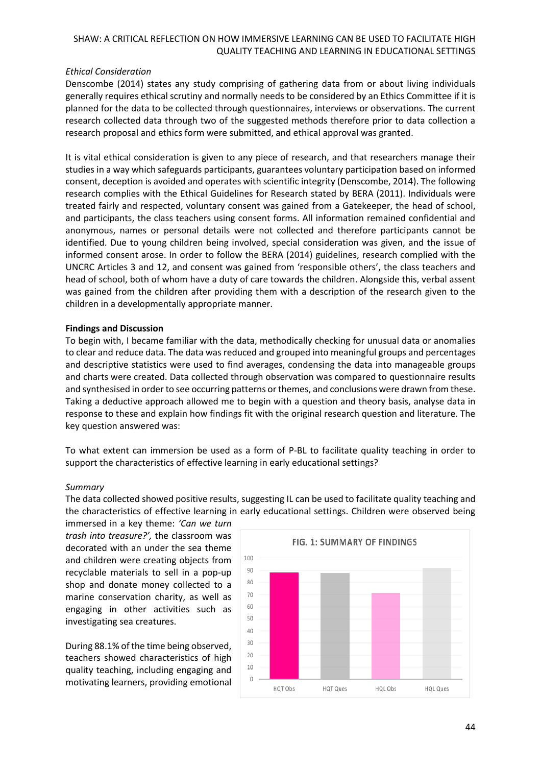*Ethical Consideration*

Denscombe (2014) states any study comprising of gathering data from or about living individuals generally requires ethical scrutiny and normally needs to be considered by an Ethics Committee if it is planned for the data to be collected through questionnaires, interviews or observations. The current research collected data through two of the suggested methods therefore prior to data collection a research proposal and ethics form were submitted, and ethical approval was granted.

It is vital ethical consideration is given to any piece of research, and that researchers manage their studies in a way which safeguards participants, guarantees voluntary participation based on informed consent, deception is avoided and operates with scientific integrity (Denscombe, 2014). The following research complies with the Ethical Guidelines for Research stated by BERA (2011). Individuals were treated fairly and respected, voluntary consent was gained from a Gatekeeper, the head of school, and participants, the class teachers using consent forms. All information remained confidential and anonymous, names or personal details were not collected and therefore participants cannot be identified. Due to young children being involved, special consideration was given, and the issue of informed consent arose. In order to follow the BERA (2014) guidelines, research complied with the UNCRC Articles 3 and 12, and consent was gained from 'responsible others', the class teachers and head of school, both of whom have a duty of care towards the children. Alongside this, verbal assent was gained from the children after providing them with a description of the research given to the children in a developmentally appropriate manner.

**Findings and Discussion**

To begin with, I became familiar with the data, methodically checking for unusual data or anomalies to clear and reduce data. The data was reduced and grouped into meaningful groups and percentages and descriptive statistics were used to find averages, condensing the data into manageable groups and charts were created. Data collected through observation was compared to questionnaire results and synthesised in order to see occurring patterns or themes, and conclusions were drawn from these. Taking a deductive approach allowed me to begin with a question and theory basis, analyse data in response to these and explain how findings fit with the original research question and literature. The key question answered was:

To what extent can immersion be used as a form of P-BL to facilitate quality teaching in order to support the characteristics of effective learning in early educational settings?

*Summary*

The data collected showed positive results, suggesting IL can be used to facilitate quality teaching and the characteristics of effective learning in early educational settings. Children were observed being immersed in a key theme: *'Can we turn trash into treasure?'*, the classroom was decorated with an under the sea theme and children were creating objects from recyclable materials to sell in a pop-up shop and donate money collected to a marine conservation charity, as well as engaging in other activities such as investigating sea creatures.

FIG. 1: SUMMARY OF FINDINGS

During 88.1% of the time being observed, teachers showed characteristics of high quality teaching, including engaging and motivating learners, providing emotional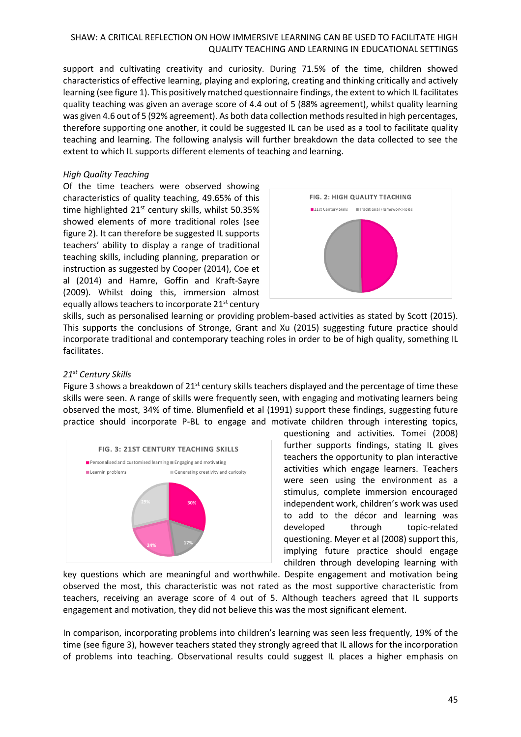support and cultivating creativity and curiosity. During 71.5% of the time, children showed characteristics of effective learning, playing and exploring, creating and thinking critically and actively learning (see figure 1). This positively matched questionnaire findings, the extent to which IL facilitates quality teaching was given an average score of 4.4 out of 5 (88% agreement), whilst quality learning was given 4.6 out of 5 (92% agreement). As both data collection methods resulted in high percentages, therefore supporting one another, it could be suggested IL can be used as a tool to facilitate quality teaching and learning. The following analysis will further breakdown the data collected to see the extent to which IL supports different elements of teaching and learning.

*High Quality Teaching*

Of the time teachers were observed showing characteristics of quality teaching, 49.65% of this time highlighted 21st century skills, whilst 50.35% showed elements of more traditional roles (see figure 2). It can therefore be suggested IL supports teachers' ability to display a range of traditional teaching skills, including planning, preparation or instruction as suggested by Cooper (2014), Coe et al (2014) and Hamre, Goffin and Kraft-Sayre (2009). Whilst doing this, immersion almost equally allows teachers to incorporate 21st century skills, such as personalised learning or providing problem-based activities as stated by Scott (2015). This supports the conclusions of Stronge, Grant and Xu (2015) suggesting future practice should incorporate traditional and contemporary teaching roles in order to be of high quality, something IL facilitates.

FIG. 2: HIGH QUALITY TEACHING

*21st Century Skills*

Figure 3 shows a breakdown of 21st century skills teachers displayed and the percentage of time these skills were seen. A range of skills were frequently seen, with engaging and motivating learners being observed the most, 34% of time. Blumenfield et al (1991) support these findings, suggesting future practice should incorporate P-BL to engage and motivate children through interesting topics, questioning and activities. Tomei (2008) further supports findings, stating IL gives teachers the opportunity to plan interactive activities which engage learners. Teachers were seen using the environment as a stimulus, complete immersion encouraged independent work, children's work was used to add to the décor and learning was developed through topic-related questioning. Meyer et al (2008) support this, implying future practice should engage children through developing learning with key questions which are meaningful and worthwhile. Despite engagement and motivation being observed the most, this characteristic was not rated as the most supportive characteristic from teachers, receiving an average score of 4 out of 5. Although teachers agreed that IL supports engagement and motivation, they did not believe this was the most significant element.

FIG. 3: 21ST CENTURY TEACHING SKILLS

In comparison, incorporating problems into children's learning was seen less frequently, 19% of the time (see figure 3), however teachers stated they strongly agreed that IL allows for the incorporation of problems into teaching. Observational results could suggest IL places a higher emphasis on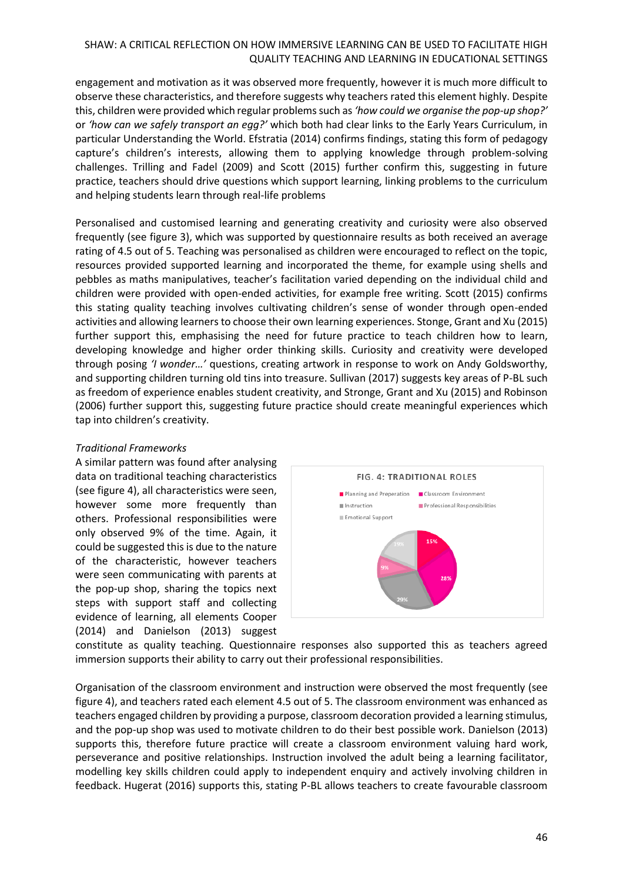engagement and motivation as it was observed more frequently, however it is much more difficult to observe these characteristics, and therefore suggests why teachers rated this element highly. Despite this, children were provided which regular problems such as *'how could we organise the pop-up shop?'* or *'how can we safely transport an egg?'* which both had clear links to the Early Years Curriculum, in particular Understanding the World. Efstratia (2014) confirms findings, stating this form of pedagogy capture's children's interests, allowing them to applying knowledge through problem-solving challenges. Trilling and Fadel (2009) and Scott (2015) further confirm this, suggesting in future practice, teachers should drive questions which support learning, linking problems to the curriculum and helping students learn through real-life problems

Personalised and customised learning and generating creativity and curiosity were also observed frequently (see figure 3), which was supported by questionnaire results as both received an average rating of 4.5 out of 5. Teaching was personalised as children were encouraged to reflect on the topic, resources provided supported learning and incorporated the theme, for example using shells and pebbles as maths manipulatives, teacher's facilitation varied depending on the individual child and children were provided with open-ended activities, for example free writing. Scott (2015) confirms this stating quality teaching involves cultivating children's sense of wonder through open-ended activities and allowing learners to choose their own learning experiences. Stonge, Grant and Xu (2015) further support this, emphasising the need for future practice to teach children how to learn, developing knowledge and higher order thinking skills. Curiosity and creativity were developed through posing *'I wonder…'* questions, creating artwork in response to work on Andy Goldsworthy, and supporting children turning old tins into treasure. Sullivan (2017) suggests key areas of P-BL such as freedom of experience enables student creativity, and Stronge, Grant and Xu (2015) and Robinson (2006) further support this, suggesting future practice should create meaningful experiences which tap into children's creativity.

*Traditional Frameworks*

A similar pattern was found after analysing data on traditional teaching characteristics (see figure 4), all characteristics were seen, however some more frequently than others. Professional responsibilities were only observed 9% of the time. Again, it could be suggested this is due to the nature of the characteristic, however teachers were seen communicating with parents at the pop-up shop, sharing the topics next steps with support staff and collecting evidence of learning, all elements Cooper (2014) and Danielson (2013) suggest constitute as quality teaching. Questionnaire responses also supported this as teachers agreed immersion supports their ability to carry out their professional responsibilities.

FIG. 4: TRADITIONAL ROLES

Planning and Preperation: 15%; Classroom Environment: 28%; Instruction: 29%; Professional Responsibilities: 9%; Emotional Support: 19%

Organisation of the classroom environment and instruction were observed the most frequently (see figure 4), and teachers rated each element 4.5 out of 5. The classroom environment was enhanced as teachers engaged children by providing a purpose, classroom decoration provided a learning stimulus, and the pop-up shop was used to motivate children to do their best possible work. Danielson (2013) supports this, therefore future practice will create a classroom environment valuing hard work, perseverance and positive relationships. Instruction involved the adult being a learning facilitator, modelling key skills children could apply to independent enquiry and actively involving children in feedback. Hugerat (2016) supports this, stating P-BL allows teachers to create favourable classroom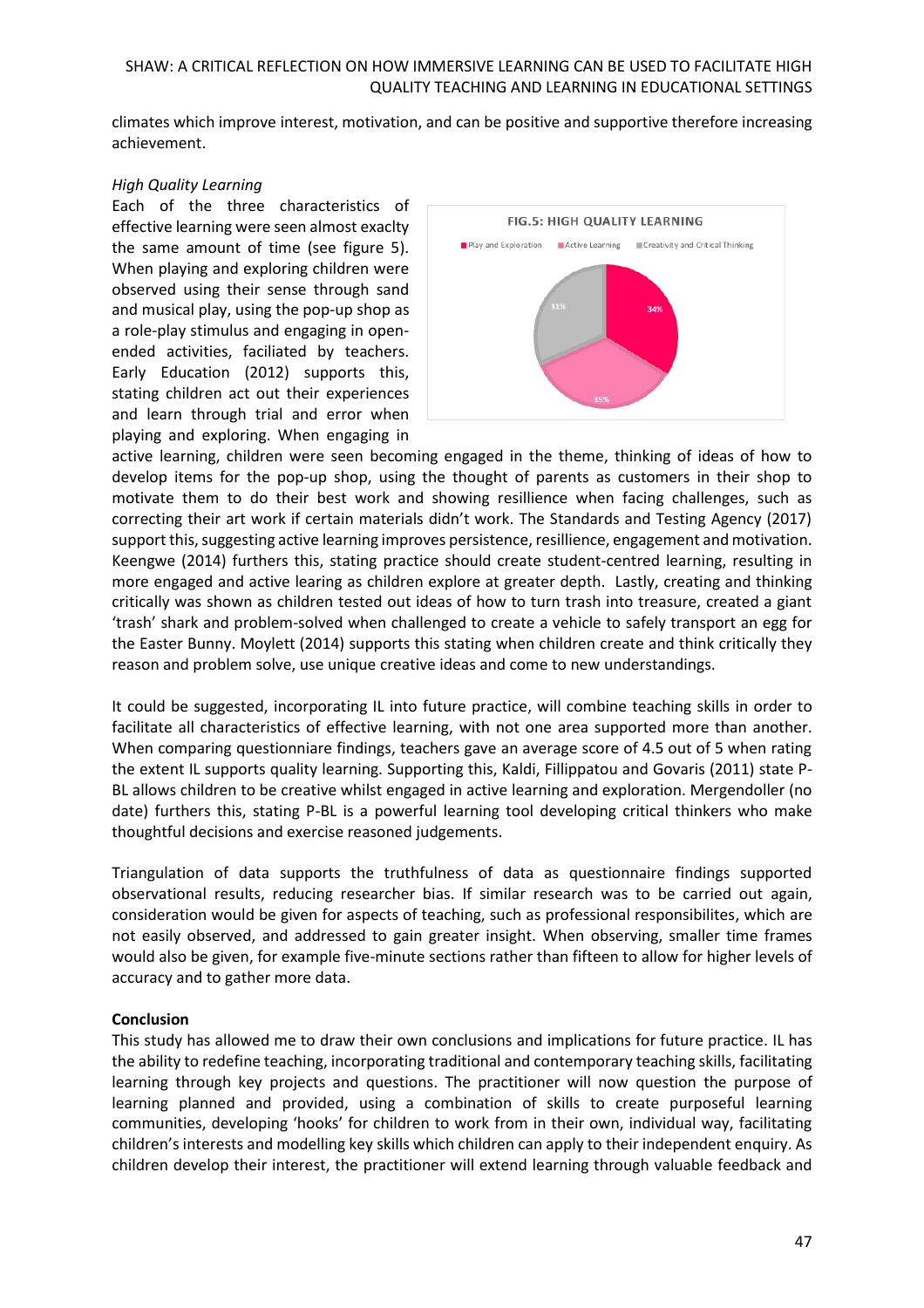climates which improve interest, motivation, and can be positive and supportive therefore increasing achievement.

*High Quality Learning*

Each of the three characteristics of effective learning were seen almost exaclty the same amount of time (see figure 5). When playing and exploring children were observed using their sense through sand and musical play, using the pop-up shop as a role-play stimulus and engaging in open-ended activities, faciliated by teachers. Early Education (2012) supports this, stating children act out their experiences and learn through trial and error when playing and exploring. When engaging in active learning, children were seen becoming engaged in the theme, thinking of ideas of how to develop items for the pop-up shop, using the thought of parents as customers in their shop to motivate them to do their best work and showing resillience when facing challenges, such as correcting their art work if certain materials didn't work. The Standards and Testing Agency (2017) support this, suggesting active learning improves persistence, resilience, engagement and motivation. Keengwe (2014) furthers this, stating practice should create student-centred learning, resulting in more engaged and active learing as children explore at greater depth. Lastly, creating and thinking critically was shown as children tested out ideas of how to turn trash into treasure, created a giant 'trash' shark and problem-solved when challenged to create a vehicle to safely transport an egg for the Easter Bunny. Moylett (2014) supports this stating when children create and think critically they reason and problem solve, use unique creative ideas and come to new understandings.

FIG.5: HIGH QUALITY LEARNING

| Category | Percentage |
| --- | --- |
| Play and Exploration | 34% |
| Active Learning | 35% |
| Creativity and Critical Thinking | 31% |

It could be suggested, incorporating IL into future practice, will combine teaching skills in order to facilitate all characteristics of effective learning, with not one area supported more than another. When comparing questionniare findings, teachers gave an average score of 4.5 out of 5 when rating the extent IL supports quality learning. Supporting this, Kaldi, Fillippatou and Govaris (2011) state P-BL allows children to be creative whilst engaged in active learning and exploration. Mergendoller (no date) furthers this, stating P-BL is a powerful learning tool developing critical thinkers who make thoughtful decisions and exercise reasoned judgements.

Triangulation of data supports the truthfulness of data as questionnaire findings supported observational results, reducing researcher bias. If similar research was to be carried out again, consideration would be given for aspects of teaching, such as professional responsibilites, which are not easily observed, and addressed to gain greater insight. When observing, smaller time frames would also be given, for example five-minute sections rather than fifteen to allow for higher levels of accuracy and to gather more data.

**Conclusion**

This study has allowed me to draw their own conclusions and implications for future practice. IL has the ability to redefine teaching, incorporating traditional and contemporary teaching skills, facilitating learning through key projects and questions. The practitioner will now question the purpose of learning planned and provided, using a combination of skills to create purposeful learning communities, developing 'hooks' for children to work from in their own, individual way, facilitating children's interests and modelling key skills which children can apply to their independent enquiry. As children develop their interest, the practitioner will extend learning through valuable feedback and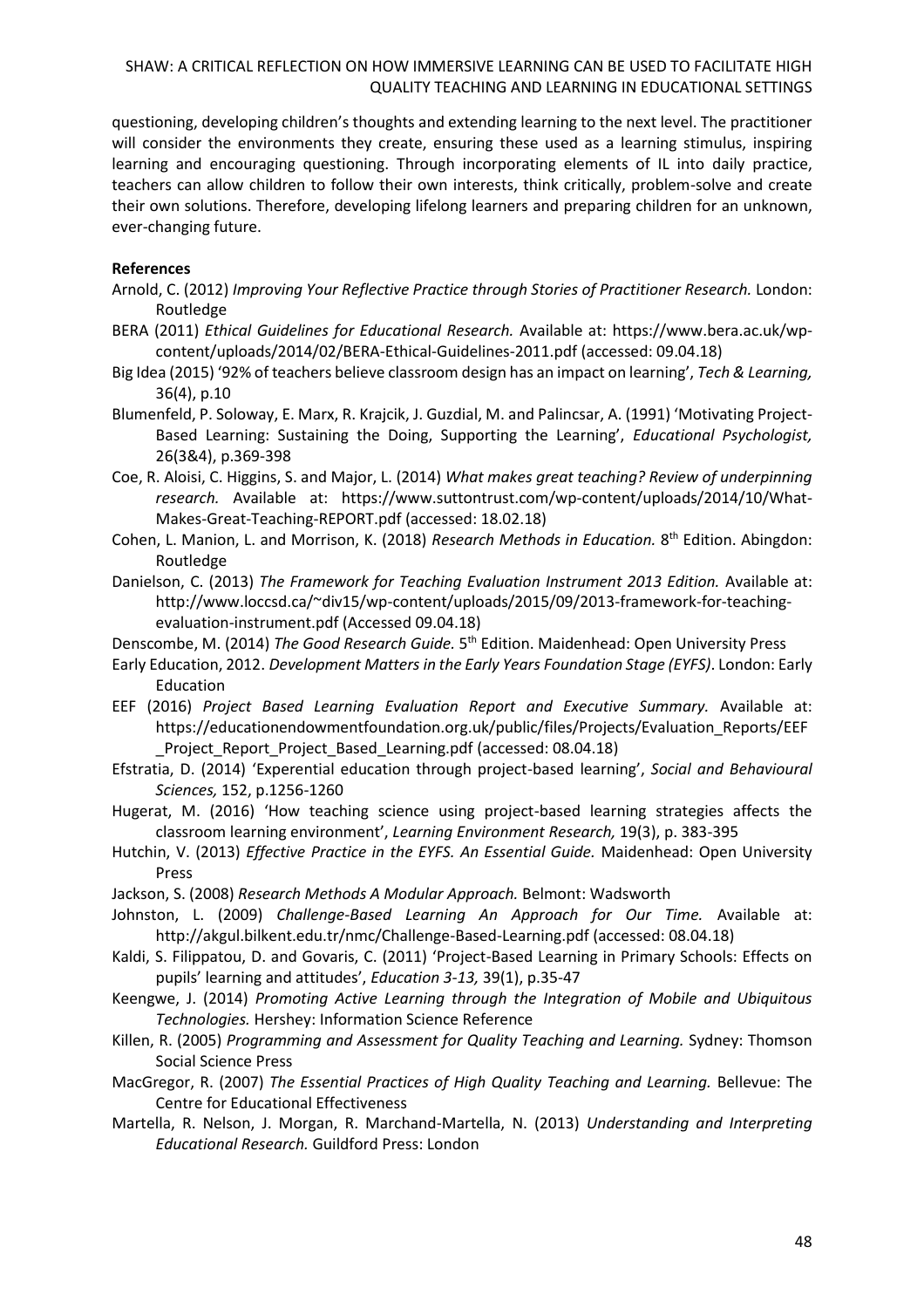questioning, developing children's thoughts and extending learning to the next level. The practitioner will consider the environments they create, ensuring these used as a learning stimulus, inspiring learning and encouraging questioning. Through incorporating elements of IL into daily practice, teachers can allow children to follow their own interests, think critically, problem-solve and create their own solutions. Therefore, developing lifelong learners and preparing children for an unknown, ever-changing future.

**References**

Arnold, C. (2012) *Improving Your Reflective Practice through Stories of Practitioner Research.* London: Routledge

BERA (2011) *Ethical Guidelines for Educational Research.* Available at: https://www.bera.ac.uk/wp-content/uploads/2014/02/BERA-Ethical-Guidelines-2011.pdf (accessed: 09.04.18)

Big Idea (2015) '92% of teachers believe classroom design has an impact on learning', *Tech & Learning,* 36(4), p.10

Blumenfeld, P. Soloway, E. Marx, R. Krajcik, J. Guzdial, M. and Palincsar, A. (1991) 'Motivating Project-Based Learning: Sustaining the Doing, Supporting the Learning', *Educational Psychologist,* 26(3&4), p.369-398

Coe, R. Aloisi, C. Higgins, S. and Major, L. (2014) *What makes great teaching? Review of underpinning research.* Available at: https://www.suttontrust.com/wp-content/uploads/2014/10/What-Makes-Great-Teaching-REPORT.pdf (accessed: 18.02.18)

Cohen, L. Manion, L. and Morrison, K. (2018) *Research Methods in Education.* 8th Edition. Abingdon: Routledge

Danielson, C. (2013) *The Framework for Teaching Evaluation Instrument 2013 Edition.* Available at: http://www.loccsd.ca/~div15/wp-content/uploads/2015/09/2013-framework-for-teaching-evaluation-instrument.pdf (Accessed 09.04.18)

Denscombe, M. (2014) *The Good Research Guide.* 5th Edition. Maidenhead: Open University Press

Early Education, 2012. *Development Matters in the Early Years Foundation Stage (EYFS)*. London: Early Education

EEF (2016) *Project Based Learning Evaluation Report and Executive Summary.* Available at: https://educationendowmentfoundation.org.uk/public/files/Projects/Evaluation_Reports/EEF_Project_Report_Project_Based_Learning.pdf (accessed: 08.04.18)

Efstratia, D. (2014) 'Experential education through project-based learning', *Social and Behavioural Sciences,* 152, p.1256-1260

Hugerat, M. (2016) 'How teaching science using project-based learning strategies affects the classroom learning environment', *Learning Environment Research,* 19(3), p. 383-395

Hutchin, V. (2013) *Effective Practice in the EYFS. An Essential Guide.* Maidenhead: Open University Press

Jackson, S. (2008) *Research Methods A Modular Approach.* Belmont: Wadsworth

Johnston, L. (2009) *Challenge-Based Learning An Approach for Our Time.* Available at: http://akgul.bilkent.edu.tr/nmc/Challenge-Based-Learning.pdf (accessed: 08.04.18)

Kaldi, S. Filippatou, D. and Govaris, C. (2011) 'Project-Based Learning in Primary Schools: Effects on pupils' learning and attitudes', *Education 3-13,* 39(1), p.35-47

Keengwe, J. (2014) *Promoting Active Learning through the Integration of Mobile and Ubiquitous Technologies.* Hershey: Information Science Reference

Killen, R. (2005) *Programming and Assessment for Quality Teaching and Learning.* Sydney: Thomson Social Science Press

MacGregor, R. (2007) *The Essential Practices of High Quality Teaching and Learning.* Bellevue: The Centre for Educational Effectiveness

Martella, R. Nelson, J. Morgan, R. Marchand-Martella, N. (2013) *Understanding and Interpreting Educational Research.* Guildford Press: London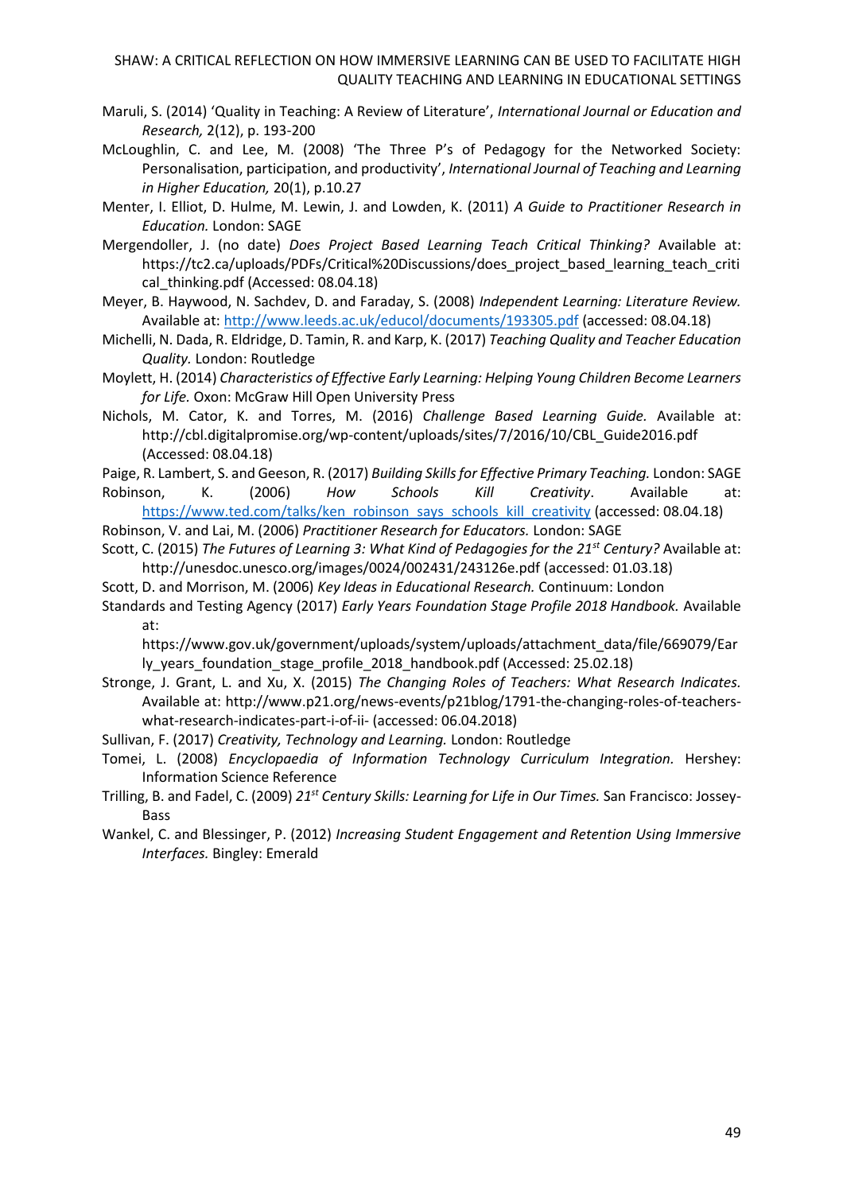Maruli, S. (2014) 'Quality in Teaching: A Review of Literature', *International Journal or Education and Research,* 2(12), p. 193-200

McLoughlin, C. and Lee, M. (2008) 'The Three P's of Pedagogy for the Networked Society: Personalisation, participation, and productivity', *International Journal of Teaching and Learning in Higher Education,* 20(1), p.10.27

Menter, I. Elliot, D. Hulme, M. Lewin, J. and Lowden, K. (2011) *A Guide to Practitioner Research in Education.* London: SAGE

Mergendoller, J. (no date) *Does Project Based Learning Teach Critical Thinking?* Available at: https://tc2.ca/uploads/PDFs/Critical%20Discussions/does_project_based_learning_teach_critical_thinking.pdf (Accessed: 08.04.18)

Meyer, B. Haywood, N. Sachdev, D. and Faraday, S. (2008) *Independent Learning: Literature Review.* Available at: http://www.leeds.ac.uk/educol/documents/193305.pdf (accessed: 08.04.18)

Michelli, N. Dada, R. Eldridge, D. Tamin, R. and Karp, K. (2017) *Teaching Quality and Teacher Education Quality.* London: Routledge

Moylett, H. (2014) *Characteristics of Effective Early Learning: Helping Young Children Become Learners for Life.* Oxon: McGraw Hill Open University Press

Nichols, M. Cator, K. and Torres, M. (2016) *Challenge Based Learning Guide.* Available at: http://cbl.digitalpromise.org/wp-content/uploads/sites/7/2016/10/CBL_Guide2016.pdf (Accessed: 08.04.18)

Paige, R. Lambert, S. and Geeson, R. (2017) *Building Skills for Effective Primary Teaching.* London: SAGE

Robinson, K. (2006) *How Schools Kill Creativity*. Available at: https://www.ted.com/talks/ken_robinson_says_schools_kill_creativity (accessed: 08.04.18)

Robinson, V. and Lai, M. (2006) *Practitioner Research for Educators.* London: SAGE

Scott, C. (2015) *The Futures of Learning 3: What Kind of Pedagogies for the 21st Century?* Available at: http://unesdoc.unesco.org/images/0024/002431/243126e.pdf (accessed: 01.03.18)

Scott, D. and Morrison, M. (2006) *Key Ideas in Educational Research.* Continuum: London

Standards and Testing Agency (2017) *Early Years Foundation Stage Profile 2018 Handbook.* Available at: https://www.gov.uk/government/uploads/system/uploads/attachment_data/file/669079/Early_years_foundation_stage_profile_2018_handbook.pdf (Accessed: 25.02.18)

Stronge, J. Grant, L. and Xu, X. (2015) *The Changing Roles of Teachers: What Research Indicates.* Available at: http://www.p21.org/news-events/p21blog/1791-the-changing-roles-of-teachers-what-research-indicates-part-i-of-ii- (accessed: 06.04.2018)

Sullivan, F. (2017) *Creativity, Technology and Learning.* London: Routledge

Tomei, L. (2008) *Encyclopaedia of Information Technology Curriculum Integration.* Hershey: Information Science Reference

Trilling, B. and Fadel, C. (2009) *21st Century Skills: Learning for Life in Our Times.* San Francisco: Jossey-Bass

Wankel, C. and Blessinger, P. (2012) *Increasing Student Engagement and Retention Using Immersive Interfaces.* Bingley: Emerald